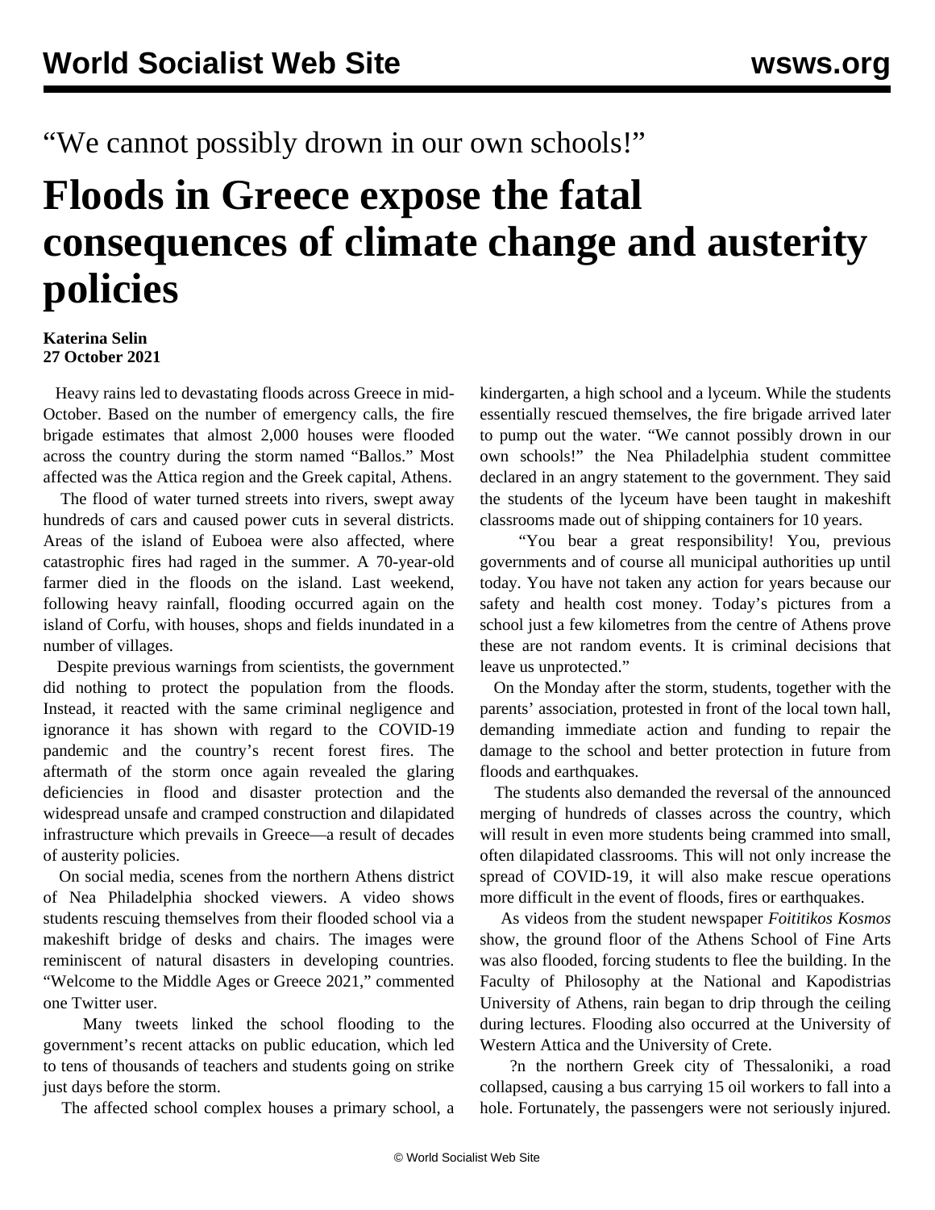“We cannot possibly drown in our own schools!”

# Floods in Greece expose the fatal consequences of climate change and austerity policies

**Katerina Selin**
**27 October 2021**

Heavy rains led to devastating floods across Greece in mid-October. Based on the number of emergency calls, the fire brigade estimates that almost 2,000 houses were flooded across the country during the storm named “Ballos.” Most affected was the Attica region and the Greek capital, Athens.

The flood of water turned streets into rivers, swept away hundreds of cars and caused power cuts in several districts. Areas of the island of Euboea were also affected, where catastrophic fires had raged in the summer. A 70-year-old farmer died in the floods on the island. Last weekend, following heavy rainfall, flooding occurred again on the island of Corfu, with houses, shops and fields inundated in a number of villages.

Despite previous warnings from scientists, the government did nothing to protect the population from the floods. Instead, it reacted with the same criminal negligence and ignorance it has shown with regard to the COVID-19 pandemic and the country’s recent forest fires. The aftermath of the storm once again revealed the glaring deficiencies in flood and disaster protection and the widespread unsafe and cramped construction and dilapidated infrastructure which prevails in Greece—a result of decades of austerity policies.

On social media, scenes from the northern Athens district of Nea Philadelphia shocked viewers. A video shows students rescuing themselves from their flooded school via a makeshift bridge of desks and chairs. The images were reminiscent of natural disasters in developing countries. “Welcome to the Middle Ages or Greece 2021,” commented one Twitter user.

Many tweets linked the school flooding to the government’s recent attacks on public education, which led to tens of thousands of teachers and students going on strike just days before the storm.

The affected school complex houses a primary school, a kindergarten, a high school and a lyceum. While the students essentially rescued themselves, the fire brigade arrived later to pump out the water. “We cannot possibly drown in our own schools!” the Nea Philadelphia student committee declared in an angry statement to the government. They said the students of the lyceum have been taught in makeshift classrooms made out of shipping containers for 10 years.

“You bear a great responsibility! You, previous governments and of course all municipal authorities up until today. You have not taken any action for years because our safety and health cost money. Today’s pictures from a school just a few kilometres from the centre of Athens prove these are not random events. It is criminal decisions that leave us unprotected.”

On the Monday after the storm, students, together with the parents’ association, protested in front of the local town hall, demanding immediate action and funding to repair the damage to the school and better protection in future from floods and earthquakes.

The students also demanded the reversal of the announced merging of hundreds of classes across the country, which will result in even more students being crammed into small, often dilapidated classrooms. This will not only increase the spread of COVID-19, it will also make rescue operations more difficult in the event of floods, fires or earthquakes.

As videos from the student newspaper *Foititikos Kosmos* show, the ground floor of the Athens School of Fine Arts was also flooded, forcing students to flee the building. In the Faculty of Philosophy at the National and Kapodistrias University of Athens, rain began to drip through the ceiling during lectures. Flooding also occurred at the University of Western Attica and the University of Crete.

?n the northern Greek city of Thessaloniki, a road collapsed, causing a bus carrying 15 oil workers to fall into a hole. Fortunately, the passengers were not seriously injured.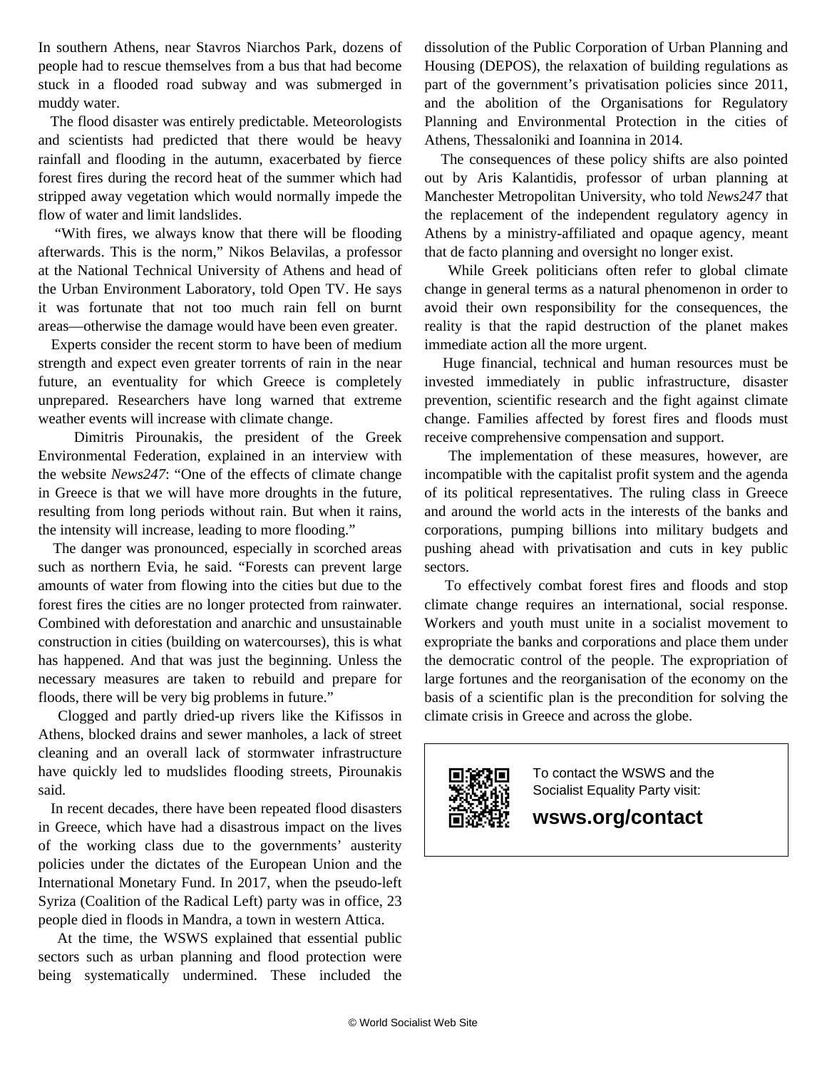In southern Athens, near Stavros Niarchos Park, dozens of people had to rescue themselves from a bus that had become stuck in a flooded road subway and was submerged in muddy water.

The flood disaster was entirely predictable. Meteorologists and scientists had predicted that there would be heavy rainfall and flooding in the autumn, exacerbated by fierce forest fires during the record heat of the summer which had stripped away vegetation which would normally impede the flow of water and limit landslides.

"With fires, we always know that there will be flooding afterwards. This is the norm," Nikos Belavilas, a professor at the National Technical University of Athens and head of the Urban Environment Laboratory, told Open TV. He says it was fortunate that not too much rain fell on burnt areas—otherwise the damage would have been even greater.

Experts consider the recent storm to have been of medium strength and expect even greater torrents of rain in the near future, an eventuality for which Greece is completely unprepared. Researchers have long warned that extreme weather events will increase with climate change.

Dimitris Pirounakis, the president of the Greek Environmental Federation, explained in an interview with the website *News247*: "One of the effects of climate change in Greece is that we will have more droughts in the future, resulting from long periods without rain. But when it rains, the intensity will increase, leading to more flooding."

The danger was pronounced, especially in scorched areas such as northern Evia, he said. "Forests can prevent large amounts of water from flowing into the cities but due to the forest fires the cities are no longer protected from rainwater. Combined with deforestation and anarchic and unsustainable construction in cities (building on watercourses), this is what has happened. And that was just the beginning. Unless the necessary measures are taken to rebuild and prepare for floods, there will be very big problems in future."

Clogged and partly dried-up rivers like the Kifissos in Athens, blocked drains and sewer manholes, a lack of street cleaning and an overall lack of stormwater infrastructure have quickly led to mudslides flooding streets, Pirounakis said.

In recent decades, there have been repeated flood disasters in Greece, which have had a disastrous impact on the lives of the working class due to the governments' austerity policies under the dictates of the European Union and the International Monetary Fund. In 2017, when the pseudo-left Syriza (Coalition of the Radical Left) party was in office, 23 people died in floods in Mandra, a town in western Attica.

At the time, the WSWS explained that essential public sectors such as urban planning and flood protection were being systematically undermined. These included the dissolution of the Public Corporation of Urban Planning and Housing (DEPOS), the relaxation of building regulations as part of the government's privatisation policies since 2011, and the abolition of the Organisations for Regulatory Planning and Environmental Protection in the cities of Athens, Thessaloniki and Ioannina in 2014.

The consequences of these policy shifts are also pointed out by Aris Kalantidis, professor of urban planning at Manchester Metropolitan University, who told *News247* that the replacement of the independent regulatory agency in Athens by a ministry-affiliated and opaque agency, meant that de facto planning and oversight no longer exist.

While Greek politicians often refer to global climate change in general terms as a natural phenomenon in order to avoid their own responsibility for the consequences, the reality is that the rapid destruction of the planet makes immediate action all the more urgent.

Huge financial, technical and human resources must be invested immediately in public infrastructure, disaster prevention, scientific research and the fight against climate change. Families affected by forest fires and floods must receive comprehensive compensation and support.

The implementation of these measures, however, are incompatible with the capitalist profit system and the agenda of its political representatives. The ruling class in Greece and around the world acts in the interests of the banks and corporations, pumping billions into military budgets and pushing ahead with privatisation and cuts in key public sectors.

To effectively combat forest fires and floods and stop climate change requires an international, social response. Workers and youth must unite in a socialist movement to expropriate the banks and corporations and place them under the democratic control of the people. The expropriation of large fortunes and the reorganisation of the economy on the basis of a scientific plan is the precondition for solving the climate crisis in Greece and across the globe.

To contact the WSWS and the Socialist Equality Party visit:

**wsws.org/contact**